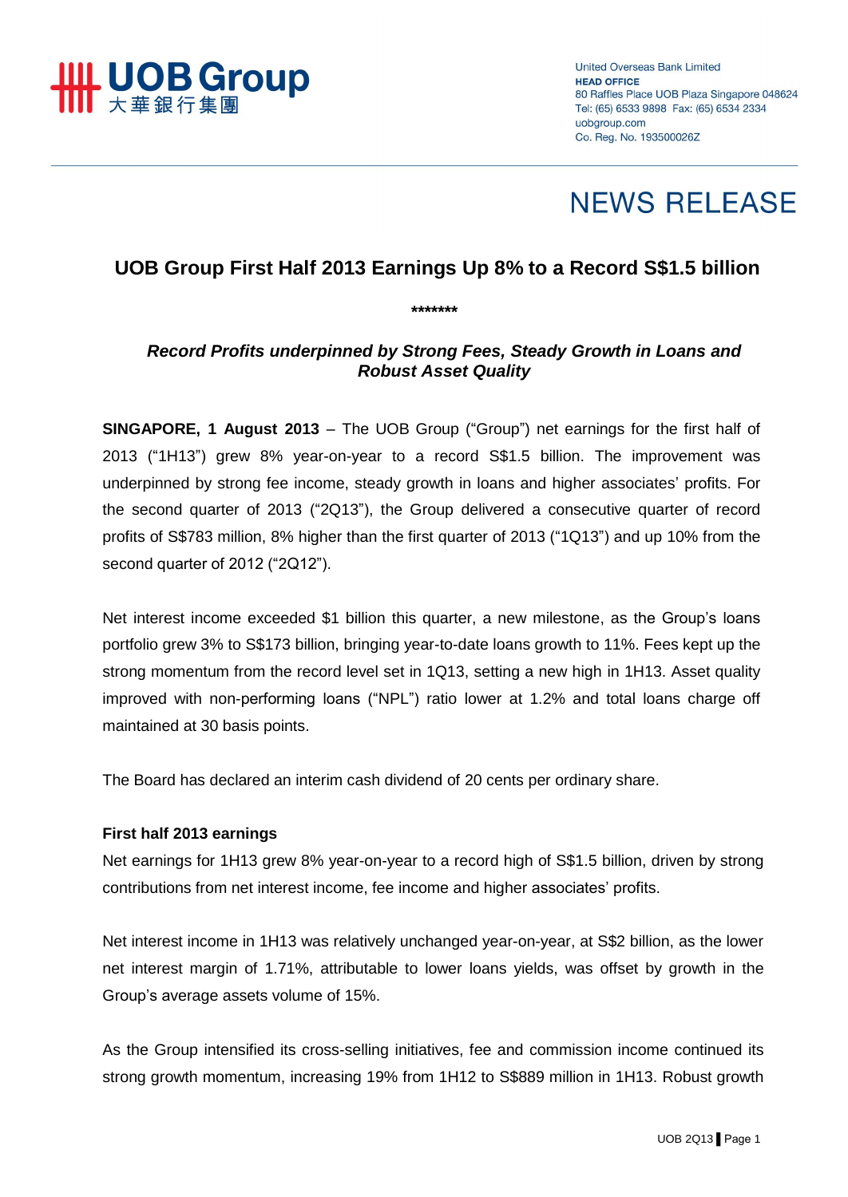UOB Group
大華銀行集團

United Overseas Bank Limited
**HEAD OFFICE**
80 Raffles Place UOB Plaza Singapore 048624
Tel: (65) 6533 9898 Fax: (65) 6534 2334
uobgroup.com
Co. Reg. No. 193500026Z

# NEWS RELEASE

## UOB Group First Half 2013 Earnings Up 8% to a Record S$1.5 billion

*******

### *Record Profits underpinned by Strong Fees, Steady Growth in Loans and Robust Asset Quality*

**SINGAPORE, 1 August 2013** – The UOB Group ("Group") net earnings for the first half of 2013 ("1H13") grew 8% year-on-year to a record S$1.5 billion. The improvement was underpinned by strong fee income, steady growth in loans and higher associates' profits. For the second quarter of 2013 ("2Q13"), the Group delivered a consecutive quarter of record profits of S$783 million, 8% higher than the first quarter of 2013 ("1Q13") and up 10% from the second quarter of 2012 ("2Q12").

Net interest income exceeded $1 billion this quarter, a new milestone, as the Group's loans portfolio grew 3% to S$173 billion, bringing year-to-date loans growth to 11%. Fees kept up the strong momentum from the record level set in 1Q13, setting a new high in 1H13. Asset quality improved with non-performing loans ("NPL") ratio lower at 1.2% and total loans charge off maintained at 30 basis points.

The Board has declared an interim cash dividend of 20 cents per ordinary share.

**First half 2013 earnings**

Net earnings for 1H13 grew 8% year-on-year to a record high of S$1.5 billion, driven by strong contributions from net interest income, fee income and higher associates' profits.

Net interest income in 1H13 was relatively unchanged year-on-year, at S$2 billion, as the lower net interest margin of 1.71%, attributable to lower loans yields, was offset by growth in the Group's average assets volume of 15%.

As the Group intensified its cross-selling initiatives, fee and commission income continued its strong growth momentum, increasing 19% from 1H12 to S$889 million in 1H13. Robust growth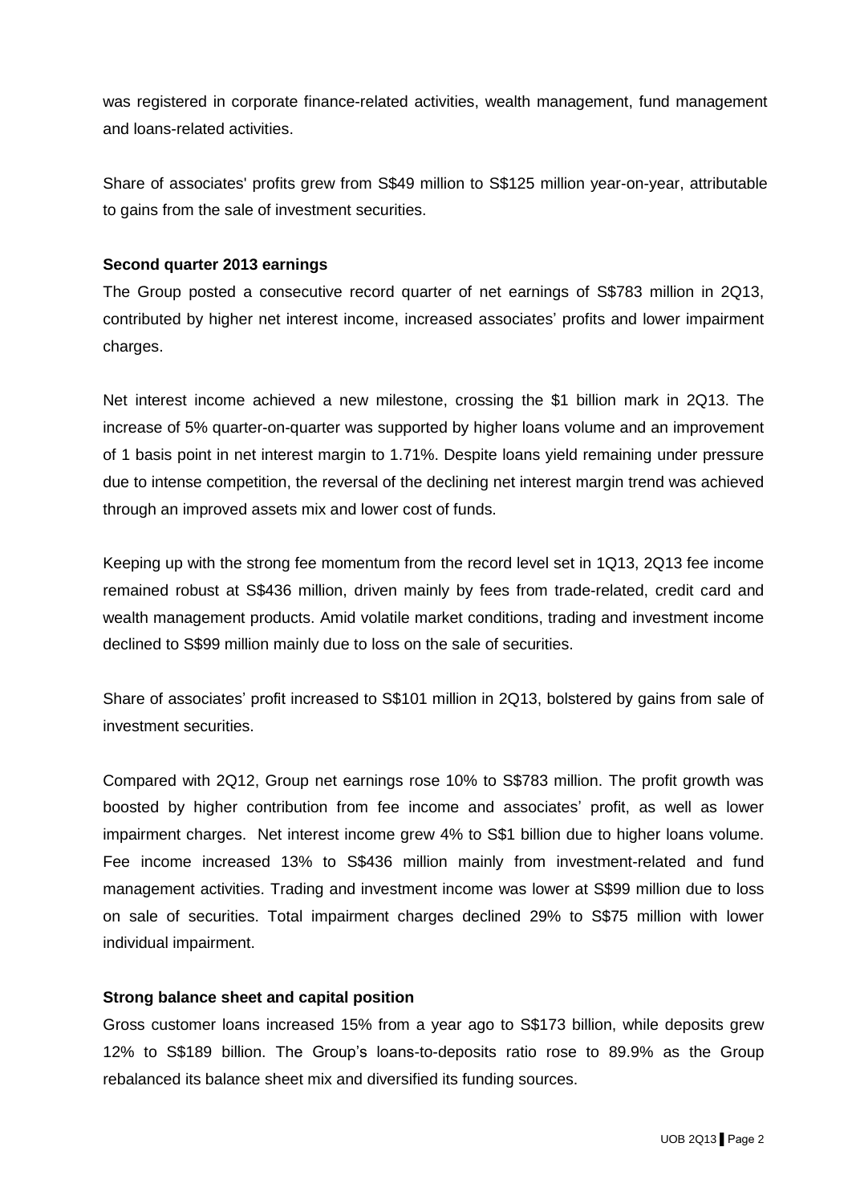was registered in corporate finance-related activities, wealth management, fund management and loans-related activities.

Share of associates' profits grew from S$49 million to S$125 million year-on-year, attributable to gains from the sale of investment securities.

**Second quarter 2013 earnings**

The Group posted a consecutive record quarter of net earnings of S$783 million in 2Q13, contributed by higher net interest income, increased associates' profits and lower impairment charges.

Net interest income achieved a new milestone, crossing the $1 billion mark in 2Q13. The increase of 5% quarter-on-quarter was supported by higher loans volume and an improvement of 1 basis point in net interest margin to 1.71%. Despite loans yield remaining under pressure due to intense competition, the reversal of the declining net interest margin trend was achieved through an improved assets mix and lower cost of funds.

Keeping up with the strong fee momentum from the record level set in 1Q13, 2Q13 fee income remained robust at S$436 million, driven mainly by fees from trade-related, credit card and wealth management products. Amid volatile market conditions, trading and investment income declined to S$99 million mainly due to loss on the sale of securities.

Share of associates' profit increased to S$101 million in 2Q13, bolstered by gains from sale of investment securities.

Compared with 2Q12, Group net earnings rose 10% to S$783 million. The profit growth was boosted by higher contribution from fee income and associates' profit, as well as lower impairment charges. Net interest income grew 4% to S$1 billion due to higher loans volume. Fee income increased 13% to S$436 million mainly from investment-related and fund management activities. Trading and investment income was lower at S$99 million due to loss on sale of securities. Total impairment charges declined 29% to S$75 million with lower individual impairment.

**Strong balance sheet and capital position**

Gross customer loans increased 15% from a year ago to S$173 billion, while deposits grew 12% to S$189 billion. The Group's loans-to-deposits ratio rose to 89.9% as the Group rebalanced its balance sheet mix and diversified its funding sources.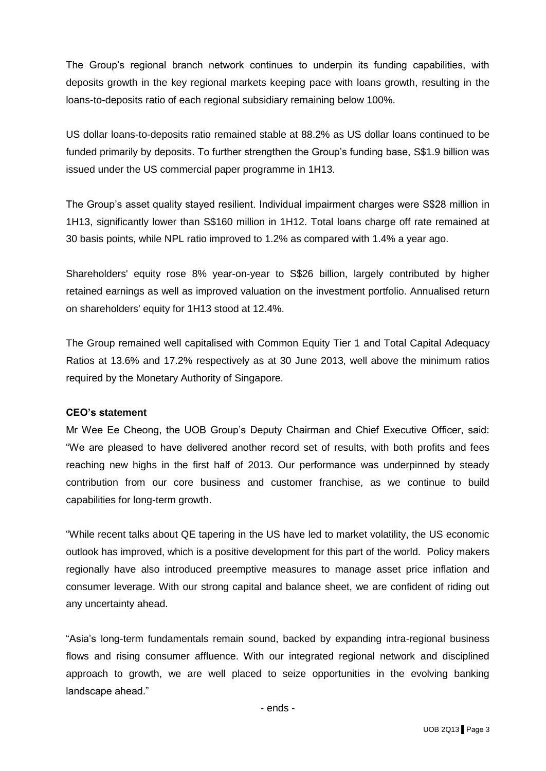The Group's regional branch network continues to underpin its funding capabilities, with deposits growth in the key regional markets keeping pace with loans growth, resulting in the loans-to-deposits ratio of each regional subsidiary remaining below 100%.

US dollar loans-to-deposits ratio remained stable at 88.2% as US dollar loans continued to be funded primarily by deposits. To further strengthen the Group's funding base, S$1.9 billion was issued under the US commercial paper programme in 1H13.

The Group's asset quality stayed resilient. Individual impairment charges were S$28 million in 1H13, significantly lower than S$160 million in 1H12. Total loans charge off rate remained at 30 basis points, while NPL ratio improved to 1.2% as compared with 1.4% a year ago.

Shareholders' equity rose 8% year-on-year to S$26 billion, largely contributed by higher retained earnings as well as improved valuation on the investment portfolio. Annualised return on shareholders' equity for 1H13 stood at 12.4%.

The Group remained well capitalised with Common Equity Tier 1 and Total Capital Adequacy Ratios at 13.6% and 17.2% respectively as at 30 June 2013, well above the minimum ratios required by the Monetary Authority of Singapore.

**CEO's statement**

Mr Wee Ee Cheong, the UOB Group's Deputy Chairman and Chief Executive Officer, said: "We are pleased to have delivered another record set of results, with both profits and fees reaching new highs in the first half of 2013. Our performance was underpinned by steady contribution from our core business and customer franchise, as we continue to build capabilities for long-term growth.

"While recent talks about QE tapering in the US have led to market volatility, the US economic outlook has improved, which is a positive development for this part of the world. Policy makers regionally have also introduced preemptive measures to manage asset price inflation and consumer leverage. With our strong capital and balance sheet, we are confident of riding out any uncertainty ahead.

"Asia's long-term fundamentals remain sound, backed by expanding intra-regional business flows and rising consumer affluence. With our integrated regional network and disciplined approach to growth, we are well placed to seize opportunities in the evolving banking landscape ahead."

- ends -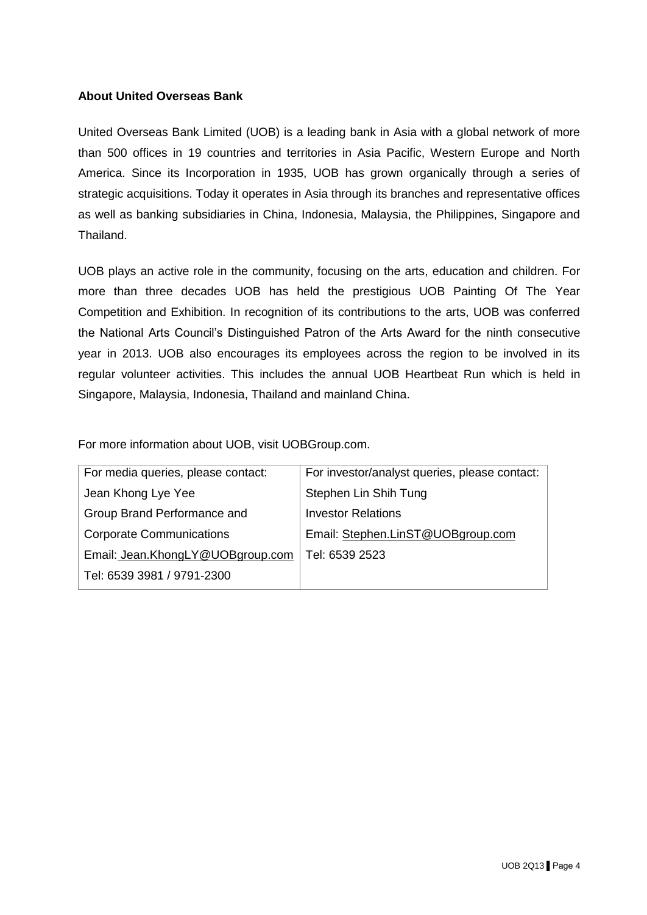**About United Overseas Bank**

United Overseas Bank Limited (UOB) is a leading bank in Asia with a global network of more than 500 offices in 19 countries and territories in Asia Pacific, Western Europe and North America. Since its Incorporation in 1935, UOB has grown organically through a series of strategic acquisitions. Today it operates in Asia through its branches and representative offices as well as banking subsidiaries in China, Indonesia, Malaysia, the Philippines, Singapore and Thailand.

UOB plays an active role in the community, focusing on the arts, education and children. For more than three decades UOB has held the prestigious UOB Painting Of The Year Competition and Exhibition. In recognition of its contributions to the arts, UOB was conferred the National Arts Council's Distinguished Patron of the Arts Award for the ninth consecutive year in 2013. UOB also encourages its employees across the region to be involved in its regular volunteer activities. This includes the annual UOB Heartbeat Run which is held in Singapore, Malaysia, Indonesia, Thailand and mainland China.

For more information about UOB, visit UOBGroup.com.

| | |
|---|---|
| For media queries, please contact:<br>Jean Khong Lye Yee<br>Group Brand Performance and Corporate Communications<br>Email: Jean.KhongLY@UOBgroup.com<br>Tel: 6539 3981 / 9791-2300 | For investor/analyst queries, please contact:<br>Stephen Lin Shih Tung<br>Investor Relations<br>Email: Stephen.LinST@UOBgroup.com<br>Tel: 6539 2523 |